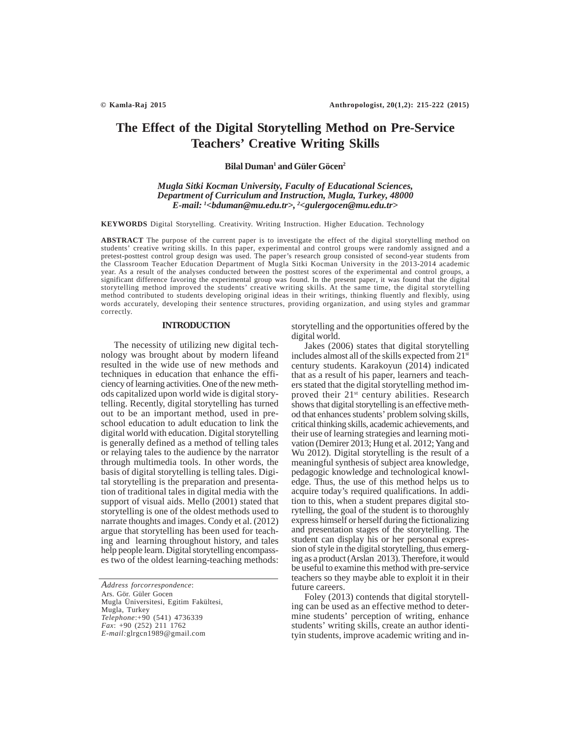# The Effect of the Digital Storytelling Method on Pre-Service Teachers' Creative Writing Skills

**Bilal Duman[1] and Güler Göcen[2]**

*Mugla Sitki Kocman University, Faculty of Educational Sciences, Department of Curriculum and Instruction, Mugla, Turkey, 48000*
*E-mail: [1]<bduman@mu.edu.tr>, [2]<gulergocen@mu.edu.tr>*

**KEYWORDS** Digital Storytelling. Creativity. Writing Instruction. Higher Education. Technology

**ABSTRACT** The purpose of the current paper is to investigate the effect of the digital storytelling method on students' creative writing skills. In this paper, experimental and control groups were randomly assigned and a pretest-posttest control group design was used. The paper's research group consisted of second-year students from the Classroom Teacher Education Department of Mugla Sitki Kocman University in the 2013-2014 academic year. As a result of the analyses conducted between the posttest scores of the experimental and control groups, a significant difference favoring the experimental group was found. In the present paper, it was found that the digital storytelling method improved the students' creative writing skills. At the same time, the digital storytelling method contributed to students developing original ideas in their writings, thinking fluently and flexibly, using words accurately, developing their sentence structures, providing organization, and using styles and grammar correctly.

## INTRODUCTION

The necessity of utilizing new digital technology was brought about by modern lifeand resulted in the wide use of new methods and techniques in education that enhance the efficiency of learning activities. One of the new methods capitalized upon world wide is digital storytelling. Recently, digital storytelling has turned out to be an important method, used in preschool education to adult education to link the digital world with education. Digital storytelling is generally defined as a method of telling tales or relaying tales to the audience by the narrator through multimedia tools. In other words, the basis of digital storytelling is telling tales. Digital storytelling is the preparation and presentation of traditional tales in digital media with the support of visual aids. Mello (2001) stated that storytelling is one of the oldest methods used to narrate thoughts and images. Condy et al. (2012) argue that storytelling has been used for teaching and learning throughout history, and tales help people learn. Digital storytelling encompasses two of the oldest learning-teaching methods: storytelling and the opportunities offered by the digital world.

Jakes (2006) states that digital storytelling includes almost all of the skills expected from 21st century students. Karakoyun (2014) indicated that as a result of his paper, learners and teachers stated that the digital storytelling method improved their 21st century abilities. Research shows that digital storytelling is an effective method that enhances students' problem solving skills, critical thinking skills, academic achievements, and their use of learning strategies and learning motivation (Demirer 2013; Hung et al. 2012; Yang and Wu 2012). Digital storytelling is the result of a meaningful synthesis of subject area knowledge, pedagogic knowledge and technological knowledge. Thus, the use of this method helps us to acquire today's required qualifications. In addition to this, when a student prepares digital storytelling, the goal of the student is to thoroughly express himself or herself during the fictionalizing and presentation stages of the storytelling. The student can display his or her personal expression of style in the digital storytelling, thus emerging as a product (Arslan 2013). Therefore, it would be useful to examine this method with pre-service teachers so they maybe able to exploit it in their future careers.

Foley (2013) contends that digital storytelling can be used as an effective method to determine students' perception of writing, enhance students' writing skills, create an author identityin students, improve academic writing and in-

*Address forcorrespondence*:
Ars. Gör. Güler Gocen
Mugla Üniversitesi, Egitim Fakültesi,
Mugla, Turkey
*Telephone*:+90 (541) 4736339
*Fax*: +90 (252) 211 1762
*E-mail:*glrgcn1989@gmail.com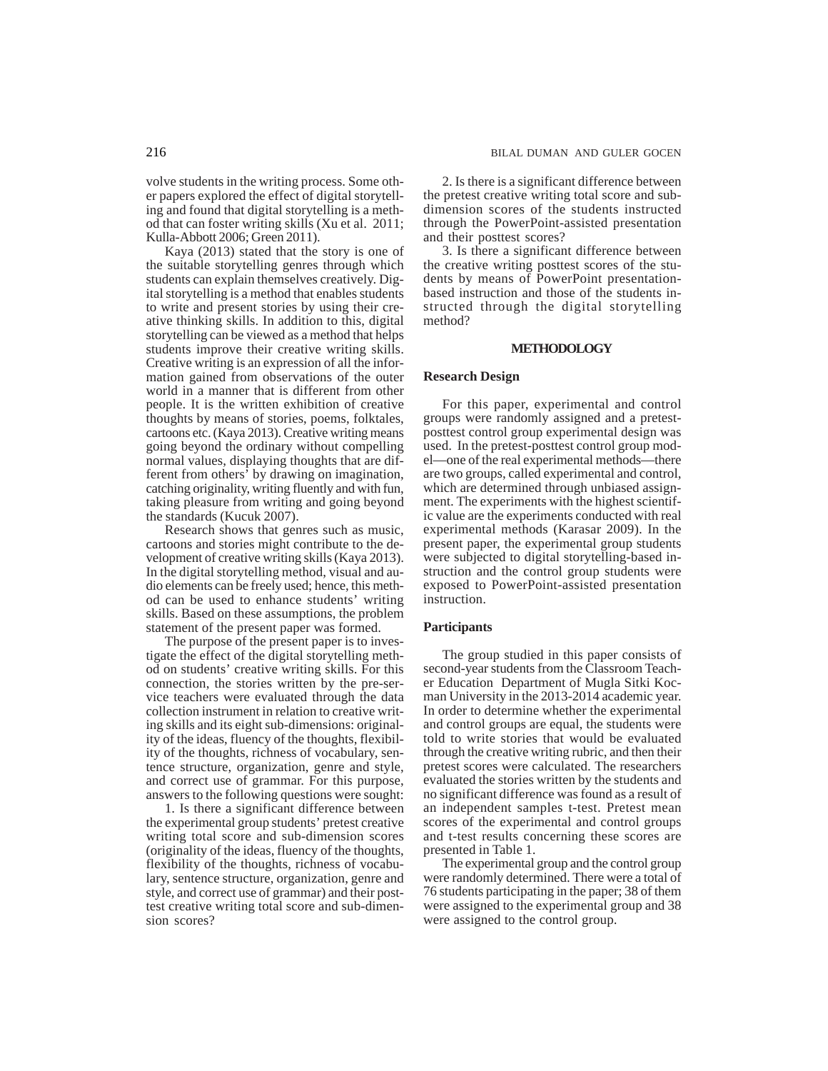volve students in the writing process. Some other papers explored the effect of digital storytelling and found that digital storytelling is a method that can foster writing skills (Xu et al. 2011; Kulla-Abbott 2006; Green 2011).

Kaya (2013) stated that the story is one of the suitable storytelling genres through which students can explain themselves creatively. Digital storytelling is a method that enables students to write and present stories by using their creative thinking skills. In addition to this, digital storytelling can be viewed as a method that helps students improve their creative writing skills. Creative writing is an expression of all the information gained from observations of the outer world in a manner that is different from other people. It is the written exhibition of creative thoughts by means of stories, poems, folktales, cartoons etc. (Kaya 2013). Creative writing means going beyond the ordinary without compelling normal values, displaying thoughts that are different from others' by drawing on imagination, catching originality, writing fluently and with fun, taking pleasure from writing and going beyond the standards (Kucuk 2007).

Research shows that genres such as music, cartoons and stories might contribute to the development of creative writing skills (Kaya 2013). In the digital storytelling method, visual and audio elements can be freely used; hence, this method can be used to enhance students' writing skills. Based on these assumptions, the problem statement of the present paper was formed.

The purpose of the present paper is to investigate the effect of the digital storytelling method on students' creative writing skills. For this connection, the stories written by the pre-service teachers were evaluated through the data collection instrument in relation to creative writing skills and its eight sub-dimensions: originality of the ideas, fluency of the thoughts, flexibility of the thoughts, richness of vocabulary, sentence structure, organization, genre and style, and correct use of grammar. For this purpose, answers to the following questions were sought:

1. Is there a significant difference between the experimental group students' pretest creative writing total score and sub-dimension scores (originality of the ideas, fluency of the thoughts, flexibility of the thoughts, richness of vocabulary, sentence structure, organization, genre and style, and correct use of grammar) and their posttest creative writing total score and sub-dimension scores?

2. Is there is a significant difference between the pretest creative writing total score and sub-dimension scores of the students instructed through the PowerPoint-assisted presentation and their posttest scores?

3. Is there a significant difference between the creative writing posttest scores of the students by means of PowerPoint presentation-based instruction and those of the students instructed through the digital storytelling method?

## METHODOLOGY

### Research Design

For this paper, experimental and control groups were randomly assigned and a pretest-posttest control group experimental design was used. In the pretest-posttest control group model—one of the real experimental methods—there are two groups, called experimental and control, which are determined through unbiased assignment. The experiments with the highest scientific value are the experiments conducted with real experimental methods (Karasar 2009). In the present paper, the experimental group students were subjected to digital storytelling-based instruction and the control group students were exposed to PowerPoint-assisted presentation instruction.

### Participants

The group studied in this paper consists of second-year students from the Classroom Teacher Education Department of Mugla Sitki Kocman University in the 2013-2014 academic year. In order to determine whether the experimental and control groups are equal, the students were told to write stories that would be evaluated through the creative writing rubric, and then their pretest scores were calculated. The researchers evaluated the stories written by the students and no significant difference was found as a result of an independent samples t-test. Pretest mean scores of the experimental and control groups and t-test results concerning these scores are presented in Table 1.

The experimental group and the control group were randomly determined. There were a total of 76 students participating in the paper; 38 of them were assigned to the experimental group and 38 were assigned to the control group.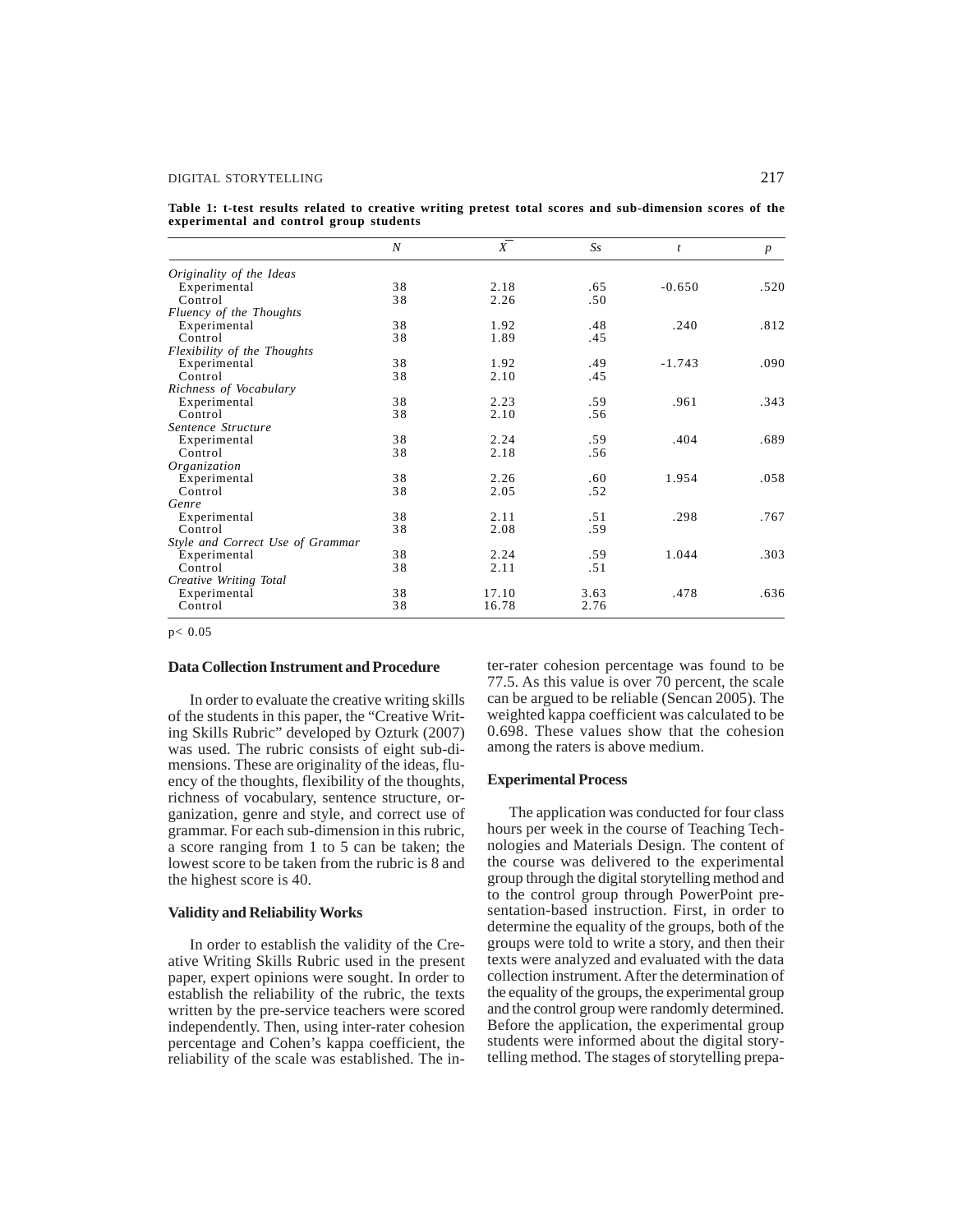**Table 1: t-test results related to creative writing pretest total scores and sub-dimension scores of the experimental and control group students**

| | N | $\bar{X}$ | Ss | t | p |
|---|---|---|---|---|---|
| *Originality of the Ideas* | | | | | |
| Experimental | 38 | 2.18 | .65 | -0.650 | .520 |
| Control | 38 | 2.26 | .50 | | |
| *Fluency of the Thoughts* | | | | | |
| Experimental | 38 | 1.92 | .48 | .240 | .812 |
| Control | 38 | 1.89 | .45 | | |
| *Flexibility of the Thoughts* | | | | | |
| Experimental | 38 | 1.92 | .49 | -1.743 | .090 |
| Control | 38 | 2.10 | .45 | | |
| *Richness of Vocabulary* | | | | | |
| Experimental | 38 | 2.23 | .59 | .961 | .343 |
| Control | 38 | 2.10 | .56 | | |
| *Sentence Structure* | | | | | |
| Experimental | 38 | 2.24 | .59 | .404 | .689 |
| Control | 38 | 2.18 | .56 | | |
| *Organization* | | | | | |
| Experimental | 38 | 2.26 | .60 | 1.954 | .058 |
| Control | 38 | 2.05 | .52 | | |
| *Genre* | | | | | |
| Experimental | 38 | 2.11 | .51 | .298 | .767 |
| Control | 38 | 2.08 | .59 | | |
| *Style and Correct Use of Grammar* | | | | | |
| Experimental | 38 | 2.24 | .59 | 1.044 | .303 |
| Control | 38 | 2.11 | .51 | | |
| *Creative Writing Total* | | | | | |
| Experimental | 38 | 17.10 | 3.63 | .478 | .636 |
| Control | 38 | 16.78 | 2.76 | | |

$p < 0.05$

### Data Collection Instrument and Procedure

In order to evaluate the creative writing skills of the students in this paper, the "Creative Writing Skills Rubric" developed by Ozturk (2007) was used. The rubric consists of eight sub-dimensions. These are originality of the ideas, fluency of the thoughts, flexibility of the thoughts, richness of vocabulary, sentence structure, organization, genre and style, and correct use of grammar. For each sub-dimension in this rubric, a score ranging from 1 to 5 can be taken; the lowest score to be taken from the rubric is 8 and the highest score is 40.

### Validity and Reliability Works

In order to establish the validity of the Creative Writing Skills Rubric used in the present paper, expert opinions were sought. In order to establish the reliability of the rubric, the texts written by the pre-service teachers were scored independently. Then, using inter-rater cohesion percentage and Cohen's kappa coefficient, the reliability of the scale was established. The inter-rater cohesion percentage was found to be 77.5. As this value is over 70 percent, the scale can be argued to be reliable (Sencan 2005). The weighted kappa coefficient was calculated to be 0.698. These values show that the cohesion among the raters is above medium.

### Experimental Process

The application was conducted for four class hours per week in the course of Teaching Technologies and Materials Design. The content of the course was delivered to the experimental group through the digital storytelling method and to the control group through PowerPoint presentation-based instruction. First, in order to determine the equality of the groups, both of the groups were told to write a story, and then their texts were analyzed and evaluated with the data collection instrument. After the determination of the equality of the groups, the experimental group and the control group were randomly determined. Before the application, the experimental group students were informed about the digital storytelling method. The stages of storytelling prepa-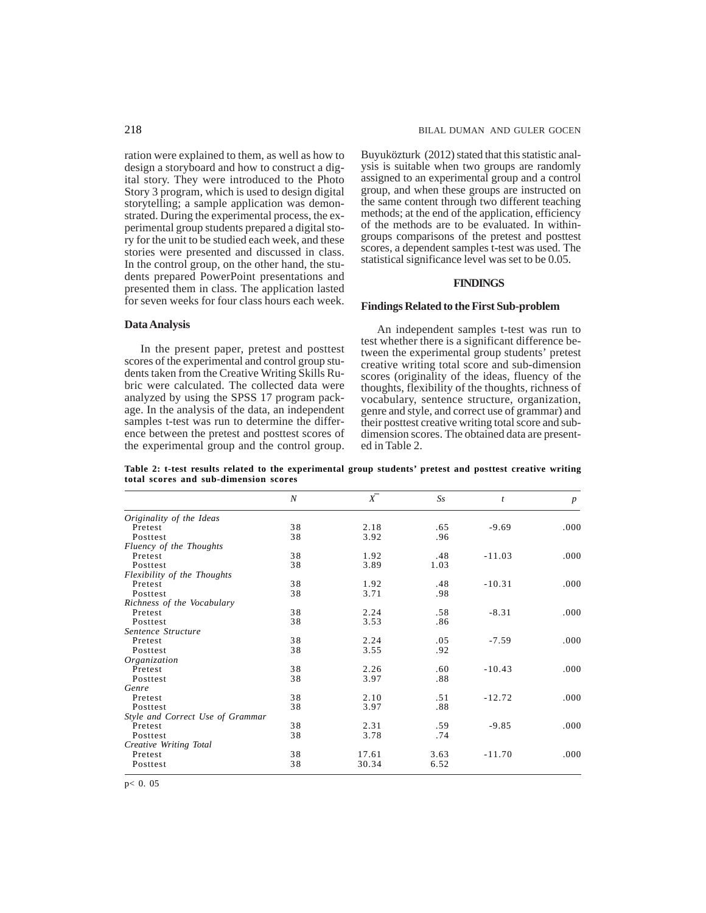ration were explained to them, as well as how to design a storyboard and how to construct a digital story. They were introduced to the Photo Story 3 program, which is used to design digital storytelling; a sample application was demonstrated. During the experimental process, the experimental group students prepared a digital story for the unit to be studied each week, and these stories were presented and discussed in class. In the control group, on the other hand, the students prepared PowerPoint presentations and presented them in class. The application lasted for seven weeks for four class hours each week.

**Data Analysis**

In the present paper, pretest and posttest scores of the experimental and control group students taken from the Creative Writing Skills Rubric were calculated. The collected data were analyzed by using the SPSS 17 program package. In the analysis of the data, an independent samples t-test was run to determine the difference between the pretest and posttest scores of the experimental group and the control group. Buyuközturk (2012) stated that this statistic analysis is suitable when two groups are randomly assigned to an experimental group and a control group, and when these groups are instructed on the same content through two different teaching methods; at the end of the application, efficiency of the methods are to be evaluated. In within-groups comparisons of the pretest and posttest scores, a dependent samples t-test was used. The statistical significance level was set to be 0.05.

## FINDINGS

### Findings Related to the First Sub-problem

An independent samples t-test was run to test whether there is a significant difference between the experimental group students' pretest creative writing total score and sub-dimension scores (originality of the ideas, fluency of the thoughts, flexibility of the thoughts, richness of vocabulary, sentence structure, organization, genre and style, and correct use of grammar) and their posttest creative writing total score and sub-dimension scores. The obtained data are presented in Table 2.

**Table 2: t-test results related to the experimental group students' pretest and posttest creative writing total scores and sub-dimension scores**

| | $N$ | $\bar{X}$ | $Ss$ | $t$ | $p$ |
|---|---|---|---|---|---|
| *Originality of the Ideas* | | | | | |
| Pretest | 38 | 2.18 | .65 | -9.69 | .000 |
| Posttest | 38 | 3.92 | .96 | | |
| *Fluency of the Thoughts* | | | | | |
| Pretest | 38 | 1.92 | .48 | -11.03 | .000 |
| Posttest | 38 | 3.89 | 1.03 | | |
| *Flexibility of the Thoughts* | | | | | |
| Pretest | 38 | 1.92 | .48 | -10.31 | .000 |
| Posttest | 38 | 3.71 | .98 | | |
| *Richness of the Vocabulary* | | | | | |
| Pretest | 38 | 2.24 | .58 | -8.31 | .000 |
| Posttest | 38 | 3.53 | .86 | | |
| *Sentence Structure* | | | | | |
| Pretest | 38 | 2.24 | .05 | -7.59 | .000 |
| Posttest | 38 | 3.55 | .92 | | |
| *Organization* | | | | | |
| Pretest | 38 | 2.26 | .60 | -10.43 | .000 |
| Posttest | 38 | 3.97 | .88 | | |
| *Genre* | | | | | |
| Pretest | 38 | 2.10 | .51 | -12.72 | .000 |
| Posttest | 38 | 3.97 | .88 | | |
| *Style and Correct Use of Grammar* | | | | | |
| Pretest | 38 | 2.31 | .59 | -9.85 | .000 |
| Posttest | 38 | 3.78 | .74 | | |
| *Creative Writing Total* | | | | | |
| Pretest | 38 | 17.61 | 3.63 | -11.70 | .000 |
| Posttest | 38 | 30.34 | 6.52 | | |

$p < 0.05$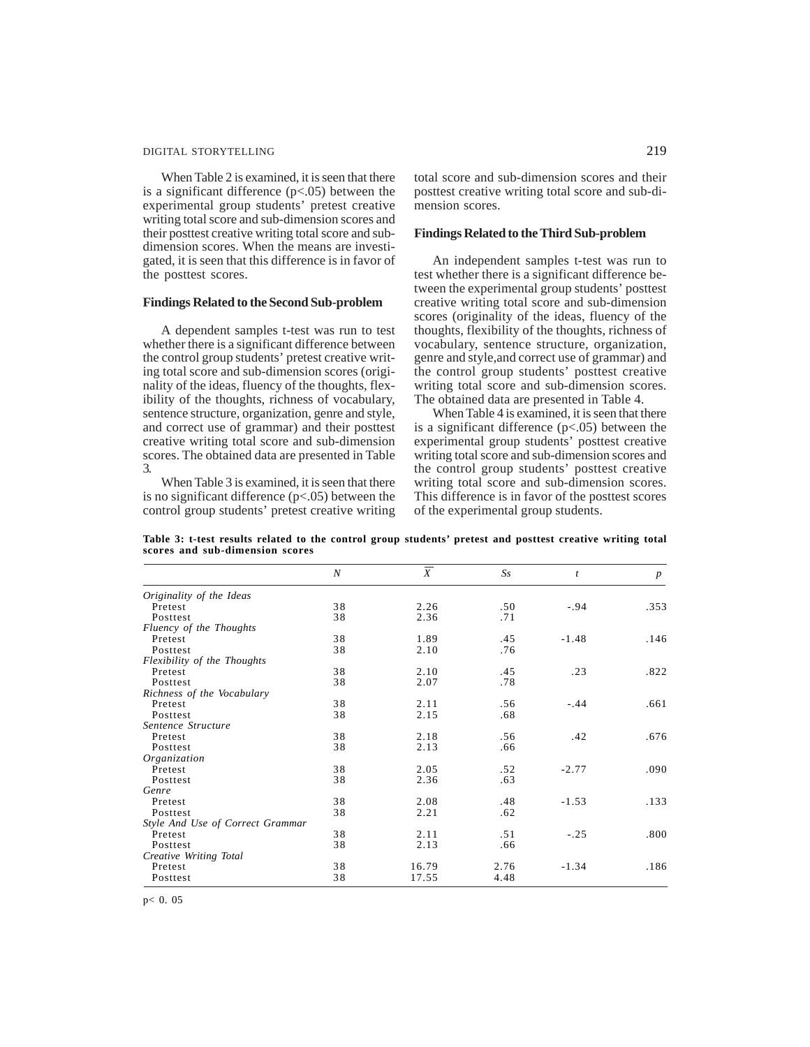When Table 2 is examined, it is seen that there is a significant difference ($p<.05$) between the experimental group students' pretest creative writing total score and sub-dimension scores and their posttest creative writing total score and sub-dimension scores. When the means are investigated, it is seen that this difference is in favor of the posttest scores.

### Findings Related to the Second Sub-problem

A dependent samples t-test was run to test whether there is a significant difference between the control group students' pretest creative writing total score and sub-dimension scores (originality of the ideas, fluency of the thoughts, flexibility of the thoughts, richness of vocabulary, sentence structure, organization, genre and style, and correct use of grammar) and their posttest creative writing total score and sub-dimension scores. The obtained data are presented in Table 3.

When Table 3 is examined, it is seen that there is no significant difference ($p<.05$) between the control group students' pretest creative writing total score and sub-dimension scores and their posttest creative writing total score and sub-dimension scores.

### Findings Related to the Third Sub-problem

An independent samples t-test was run to test whether there is a significant difference between the experimental group students' posttest creative writing total score and sub-dimension scores (originality of the ideas, fluency of the thoughts, flexibility of the thoughts, richness of vocabulary, sentence structure, organization, genre and style,and correct use of grammar) and the control group students' posttest creative writing total score and sub-dimension scores. The obtained data are presented in Table 4.

When Table 4 is examined, it is seen that there is a significant difference ($p<.05$) between the experimental group students' posttest creative writing total score and sub-dimension scores and the control group students' posttest creative writing total score and sub-dimension scores. This difference is in favor of the posttest scores of the experimental group students.

**Table 3: t-test results related to the control group students' pretest and posttest creative writing total scores and sub-dimension scores**

| | $N$ | $\overline{X}$ | $Ss$ | $t$ | $p$ |
|---|---|---|---|---|---|
| *Originality of the Ideas* | | | | | |
| Pretest | 38 | 2.26 | .50 | -.94 | .353 |
| Posttest | 38 | 2.36 | .71 | | |
| *Fluency of the Thoughts* | | | | | |
| Pretest | 38 | 1.89 | .45 | -1.48 | .146 |
| Posttest | 38 | 2.10 | .76 | | |
| *Flexibility of the Thoughts* | | | | | |
| Pretest | 38 | 2.10 | .45 | .23 | .822 |
| Posttest | 38 | 2.07 | .78 | | |
| *Richness of the Vocabulary* | | | | | |
| Pretest | 38 | 2.11 | .56 | -.44 | .661 |
| Posttest | 38 | 2.15 | .68 | | |
| *Sentence Structure* | | | | | |
| Pretest | 38 | 2.18 | .56 | .42 | .676 |
| Posttest | 38 | 2.13 | .66 | | |
| *Organization* | | | | | |
| Pretest | 38 | 2.05 | .52 | -2.77 | .090 |
| Posttest | 38 | 2.36 | .63 | | |
| *Genre* | | | | | |
| Pretest | 38 | 2.08 | .48 | -1.53 | .133 |
| Posttest | 38 | 2.21 | .62 | | |
| *Style And Use of Correct Grammar* | | | | | |
| Pretest | 38 | 2.11 | .51 | -.25 | .800 |
| Posttest | 38 | 2.13 | .66 | | |
| *Creative Writing Total* | | | | | |
| Pretest | 38 | 16.79 | 2.76 | -1.34 | .186 |
| Posttest | 38 | 17.55 | 4.48 | | |

$p< 0.05$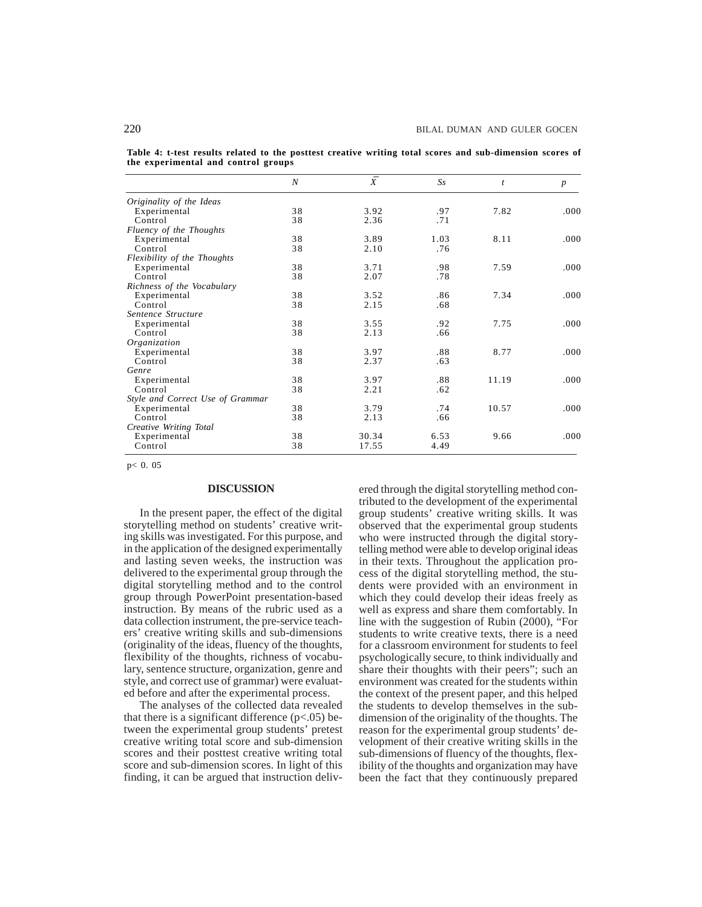**Table 4: t-test results related to the posttest creative writing total scores and sub-dimension scores of the experimental and control groups**

| | *N* | $\bar{X}$ | *Ss* | *t* | *p* |
|---|---|---|---|---|---|
| *Originality of the Ideas* | | | | | |
| Experimental | 38 | 3.92 | .97 | 7.82 | .000 |
| Control | 38 | 2.36 | .71 | | |
| *Fluency of the Thoughts* | | | | | |
| Experimental | 38 | 3.89 | 1.03 | 8.11 | .000 |
| Control | 38 | 2.10 | .76 | | |
| *Flexibility of the Thoughts* | | | | | |
| Experimental | 38 | 3.71 | .98 | 7.59 | .000 |
| Control | 38 | 2.07 | .78 | | |
| *Richness of the Vocabulary* | | | | | |
| Experimental | 38 | 3.52 | .86 | 7.34 | .000 |
| Control | 38 | 2.15 | .68 | | |
| *Sentence Structure* | | | | | |
| Experimental | 38 | 3.55 | .92 | 7.75 | .000 |
| Control | 38 | 2.13 | .66 | | |
| *Organization* | | | | | |
| Experimental | 38 | 3.97 | .88 | 8.77 | .000 |
| Control | 38 | 2.37 | .63 | | |
| *Genre* | | | | | |
| Experimental | 38 | 3.97 | .88 | 11.19 | .000 |
| Control | 38 | 2.21 | .62 | | |
| *Style and Correct Use of Grammar* | | | | | |
| Experimental | 38 | 3.79 | .74 | 10.57 | .000 |
| Control | 38 | 2.13 | .66 | | |
| *Creative Writing Total* | | | | | |
| Experimental | 38 | 30.34 | 6.53 | 9.66 | .000 |
| Control | 38 | 17.55 | 4.49 | | |

$p < 0.05$

## DISCUSSION

In the present paper, the effect of the digital storytelling method on students' creative writing skills was investigated. For this purpose, and in the application of the designed experimentally and lasting seven weeks, the instruction was delivered to the experimental group through the digital storytelling method and to the control group through PowerPoint presentation-based instruction. By means of the rubric used as a data collection instrument, the pre-service teachers' creative writing skills and sub-dimensions (originality of the ideas, fluency of the thoughts, flexibility of the thoughts, richness of vocabulary, sentence structure, organization, genre and style, and correct use of grammar) were evaluated before and after the experimental process.

The analyses of the collected data revealed that there is a significant difference ($p<.05$) between the experimental group students' pretest creative writing total score and sub-dimension scores and their posttest creative writing total score and sub-dimension scores. In light of this finding, it can be argued that instruction delivered through the digital storytelling method contributed to the development of the experimental group students' creative writing skills. It was observed that the experimental group students who were instructed through the digital storytelling method were able to develop original ideas in their texts. Throughout the application process of the digital storytelling method, the students were provided with an environment in which they could develop their ideas freely as well as express and share them comfortably. In line with the suggestion of Rubin (2000), "For students to write creative texts, there is a need for a classroom environment for students to feel psychologically secure, to think individually and share their thoughts with their peers"; such an environment was created for the students within the context of the present paper, and this helped the students to develop themselves in the sub-dimension of the originality of the thoughts. The reason for the experimental group students' development of their creative writing skills in the sub-dimensions of fluency of the thoughts, flexibility of the thoughts and organization may have been the fact that they continuously prepared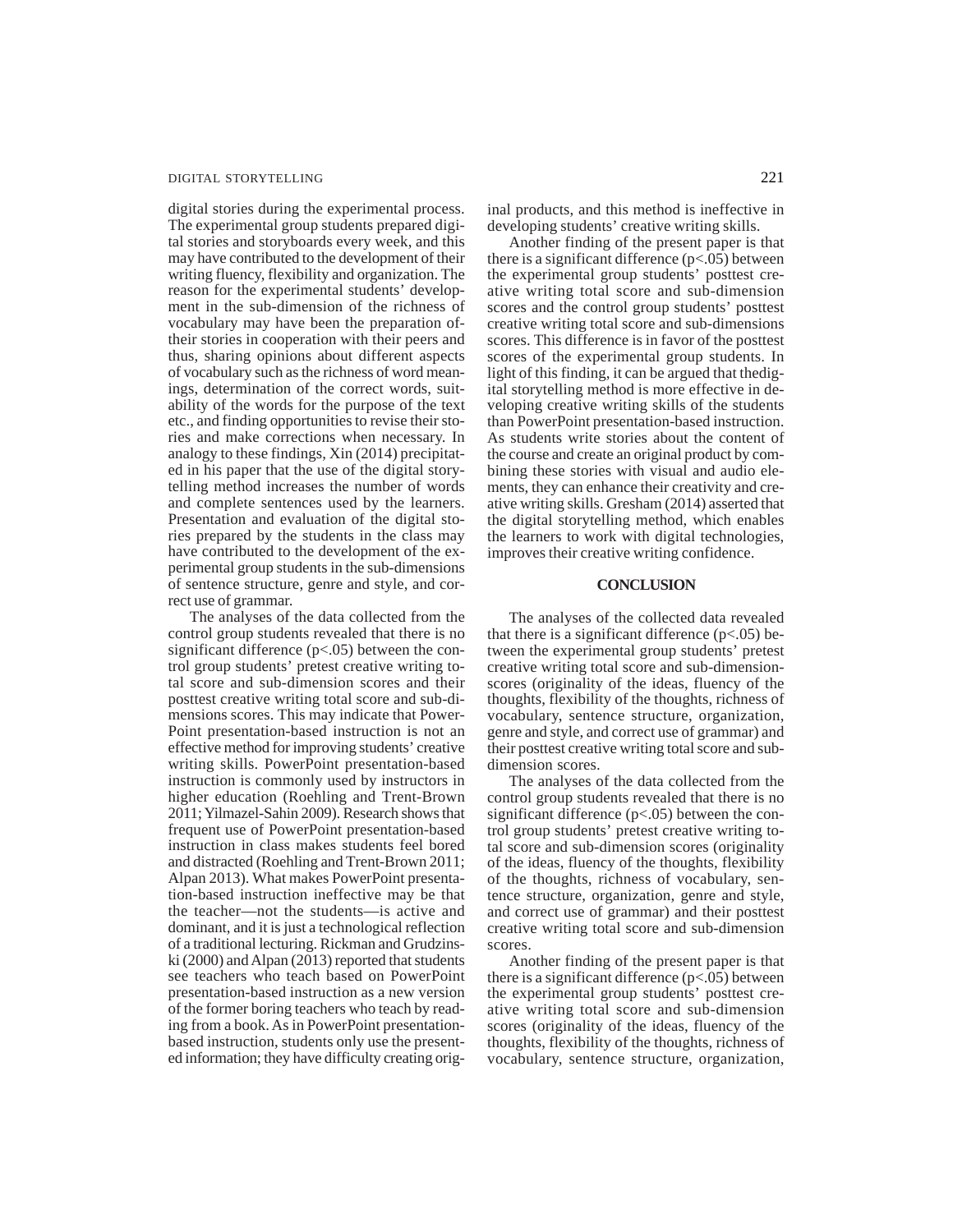digital stories during the experimental process. The experimental group students prepared digital stories and storyboards every week, and this may have contributed to the development of their writing fluency, flexibility and organization. The reason for the experimental students' development in the sub-dimension of the richness of vocabulary may have been the preparation oftheir stories in cooperation with their peers and thus, sharing opinions about different aspects of vocabulary such as the richness of word meanings, determination of the correct words, suitability of the words for the purpose of the text etc., and finding opportunities to revise their stories and make corrections when necessary. In analogy to these findings, Xin (2014) precipitated in his paper that the use of the digital storytelling method increases the number of words and complete sentences used by the learners. Presentation and evaluation of the digital stories prepared by the students in the class may have contributed to the development of the experimental group students in the sub-dimensions of sentence structure, genre and style, and correct use of grammar.

The analyses of the data collected from the control group students revealed that there is no significant difference ($p<.05$) between the control group students' pretest creative writing total score and sub-dimension scores and their posttest creative writing total score and sub-dimensions scores. This may indicate that PowerPoint presentation-based instruction is not an effective method for improving students' creative writing skills. PowerPoint presentation-based instruction is commonly used by instructors in higher education (Roehling and Trent-Brown 2011; Yilmazel-Sahin 2009). Research shows that frequent use of PowerPoint presentation-based instruction in class makes students feel bored and distracted (Roehling and Trent-Brown 2011; Alpan 2013). What makes PowerPoint presentation-based instruction ineffective may be that the teacher—not the students—is active and dominant, and it is just a technological reflection of a traditional lecturing. Rickman and Grudzinski (2000) and Alpan (2013) reported that students see teachers who teach based on PowerPoint presentation-based instruction as a new version of the former boring teachers who teach by reading from a book. As in PowerPoint presentation-based instruction, students only use the presented information; they have difficulty creating original products, and this method is ineffective in developing students' creative writing skills.

Another finding of the present paper is that there is a significant difference ($p<.05$) between the experimental group students' posttest creative writing total score and sub-dimension scores and the control group students' posttest creative writing total score and sub-dimensions scores. This difference is in favor of the posttest scores of the experimental group students. In light of this finding, it can be argued that thedigital storytelling method is more effective in developing creative writing skills of the students than PowerPoint presentation-based instruction. As students write stories about the content of the course and create an original product by combining these stories with visual and audio elements, they can enhance their creativity and creative writing skills. Gresham (2014) asserted that the digital storytelling method, which enables the learners to work with digital technologies, improves their creative writing confidence.

## CONCLUSION

The analyses of the collected data revealed that there is a significant difference ($p<.05$) between the experimental group students' pretest creative writing total score and sub-dimension-scores (originality of the ideas, fluency of the thoughts, flexibility of the thoughts, richness of vocabulary, sentence structure, organization, genre and style, and correct use of grammar) and their posttest creative writing total score and sub-dimension scores.

The analyses of the data collected from the control group students revealed that there is no significant difference ($p<.05$) between the control group students' pretest creative writing total score and sub-dimension scores (originality of the ideas, fluency of the thoughts, flexibility of the thoughts, richness of vocabulary, sentence structure, organization, genre and style, and correct use of grammar) and their posttest creative writing total score and sub-dimension scores.

Another finding of the present paper is that there is a significant difference ($p<.05$) between the experimental group students' posttest creative writing total score and sub-dimension scores (originality of the ideas, fluency of the thoughts, flexibility of the thoughts, richness of vocabulary, sentence structure, organization,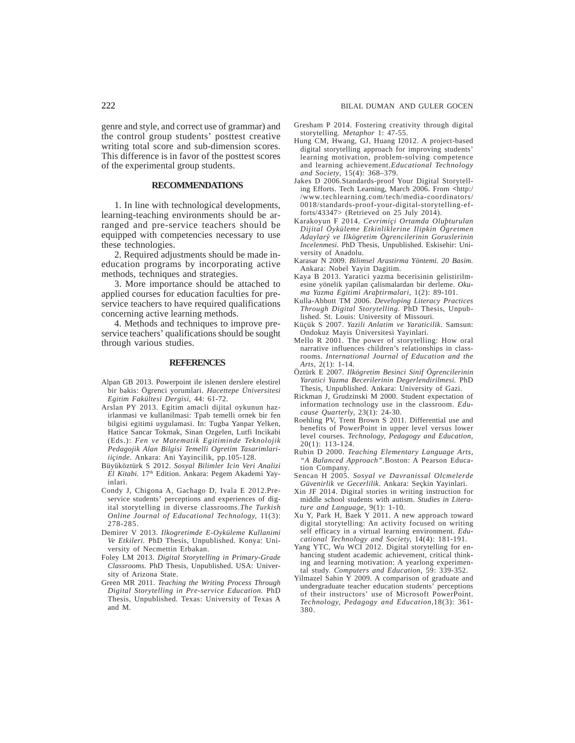genre and style, and correct use of grammar) and the control group students' posttest creative writing total score and sub-dimension scores. This difference is in favor of the posttest scores of the experimental group students.

## RECOMMENDATIONS

1. In line with technological developments, learning-teaching environments should be arranged and pre-service teachers should be equipped with competencies necessary to use these technologies.

2. Required adjustments should be made in-education programs by incorporating active methods, techniques and strategies.

3. More importance should be attached to applied courses for education faculties for pre-service teachers to have required qualifications concerning active learning methods.

4. Methods and techniques to improve pre-service teachers' qualifications should be sought through various studies.

## REFERENCES

Alpan GB 2013. Powerpoint ile islenen derslere elestirel bir bakis: Ögrenci yorumlari. *Hacettepe Üniversitesi Egitim Fakültesi Dergisi,* 44: 61-72.

Arslan PY 2013. Egitim amacli dijital oykunun hazirlanmasi ve kullanilmasi: Tpab temelli ornek bir fen bilgisi egitimi uygulamasi. In: Tugba Yanpar Yelken, Hatice Sancar Tokmak, Sinan Ozgelen, Lutfi Incikabi (Eds.): *Fen ve Matematik Egitiminde Teknolojik Pedagojik Alan Bilgisi Temelli Ogretim Tasarimlari-iiçinde.* Ankara: Ani Yayincilik, pp.105-128.

Büyüköztürk S 2012. *Sosyal Bilimler Icin Veri Analizi El Kitabi.* 17th Edition. Ankara: Pegem Akademi Yayinlari.

Condy J, Chigona A, Gachago D, Ivala E 2012.Pre-service students' perceptions and experiences of digital storytelling in diverse classrooms.*The Turkish Online Journal of Educational Technology,* 11(3): 278-285.

Demirer V 2013. *Ilkogretimde E-Oyküleme Kullanimi Ve Etkileri.* PhD Thesis, Unpublished. Konya: University of Necmettin Erbakan.

Foley LM 2013. *Digital Storytelling in Primary-Grade Classrooms.* PhD Thesis, Unpublished. USA: University of Arizona State.

Green MR 2011. *Teaching the Writing Process Through Digital Storytelling in Pre-service Education.* PhD Thesis, Unpublished. Texas: University of Texas A and M.

Gresham P 2014. Fostering creativity through digital storytelling. *Metaphor* 1: 47-55.

Hung CM, Hwang, GJ, Huang I2012. A project-based digital storytelling approach for improving students' learning motivation, problem-solving competence and learning achievement.*Educational Technology and Society,* 15(4): 368–379.

Jakes D 2006.Standards-proof Your Digital Storytelling Efforts. Tech Learning, March 2006. From <http://www.techlearning.com/tech/media-coordinators/0018/standards-proof-your-digital-storytelling-efforts/43347> (Retrieved on 25 July 2014).

Karakoyun F 2014. *Cevrimiçi Ortamda Oluþturulan Dijital Öyküleme Etkinliklerine Ilipkin Ögretmen Adaylarý ve Ilkögretim Ögrencilerinin Goruslerinin Incelenmesi.* PhD Thesis, Unpublished. Eskisehir: University of Anadolu.

Karasar N 2009. *Bilimsel Arastirma Yöntemi. 20 Basim.* Ankara: Nobel Yayin Dagitim.

Kaya B 2013. Yaratici yazma becerisinin gelistirilmesine yönelik yapilan çalismalardan bir derleme. *Okuma Yazma Egitimi Araþtirmalari,* 1(2): 89-101.

Kulla-Abbott TM 2006. *Developing Literacy Practices Through Digital Storytelling.* PhD Thesis, Unpublished. St. Louis: University of Missouri.

Küçük S 2007. *Yazili Anlatim ve Yaraticilik.* Samsun: Ondokuz Mayis Üniversitesi Yayinlari.

Mello R 2001. The power of storytelling: How oral narrative influences children's relationships in classrooms. *International Journal of Education and the Arts,* 2(1): 1-14.

Öztürk E 2007. *Ilkögretim Besinci Sinif Ögrencilerinin Yaratici Yazma Becerilerinin Degerlendirilmesi.* PhD Thesis, Unpublished. Ankara: University of Gazi.

Rickman J, Grudzinski M 2000. Student expectation of information technology use in the classroom. *Educause Quarterly,* 23(1): 24-30.

Roehling PV, Trent Brown S 2011. Differential use and benefits of PowerPoint in upper level versus lower level courses. *Technology, Pedagogy and Education,* 20(1): 113-124.

Rubin D 2000. *Teaching Elementary Language Arts, "A Balanced Approach".*Boston: A Pearson Education Company.

Sencan H 2005. *Sosyal ve Davranissal Olcmelerde Güvenirlik ve Gecerlilik.* Ankara: Seçkin Yayinlari.

Xin JF 2014. Digital stories in writing instruction for middle school students with autism. *Studies in Literature and Language,* 9(1): 1-10.

Xu Y, Park H, Baek Y 2011. A new approach toward digital storytelling: An activity focused on writing self efficacy in a virtual learning environment. *Educational Technology and Society,* 14(4): 181-191.

Yang YTC, Wu WCI 2012. Digital storytelling for enhancing student academic achievement, critical thinking and learning motivation: A yearlong experimental study. *Computers and Education,* 59: 339-352.

Yilmazel Sahin Y 2009. A comparison of graduate and undergraduate teacher education students' perceptions of their instructors' use of Microsoft PowerPoint. *Technology, Pedagogy and Education,*18(3): 361-380.